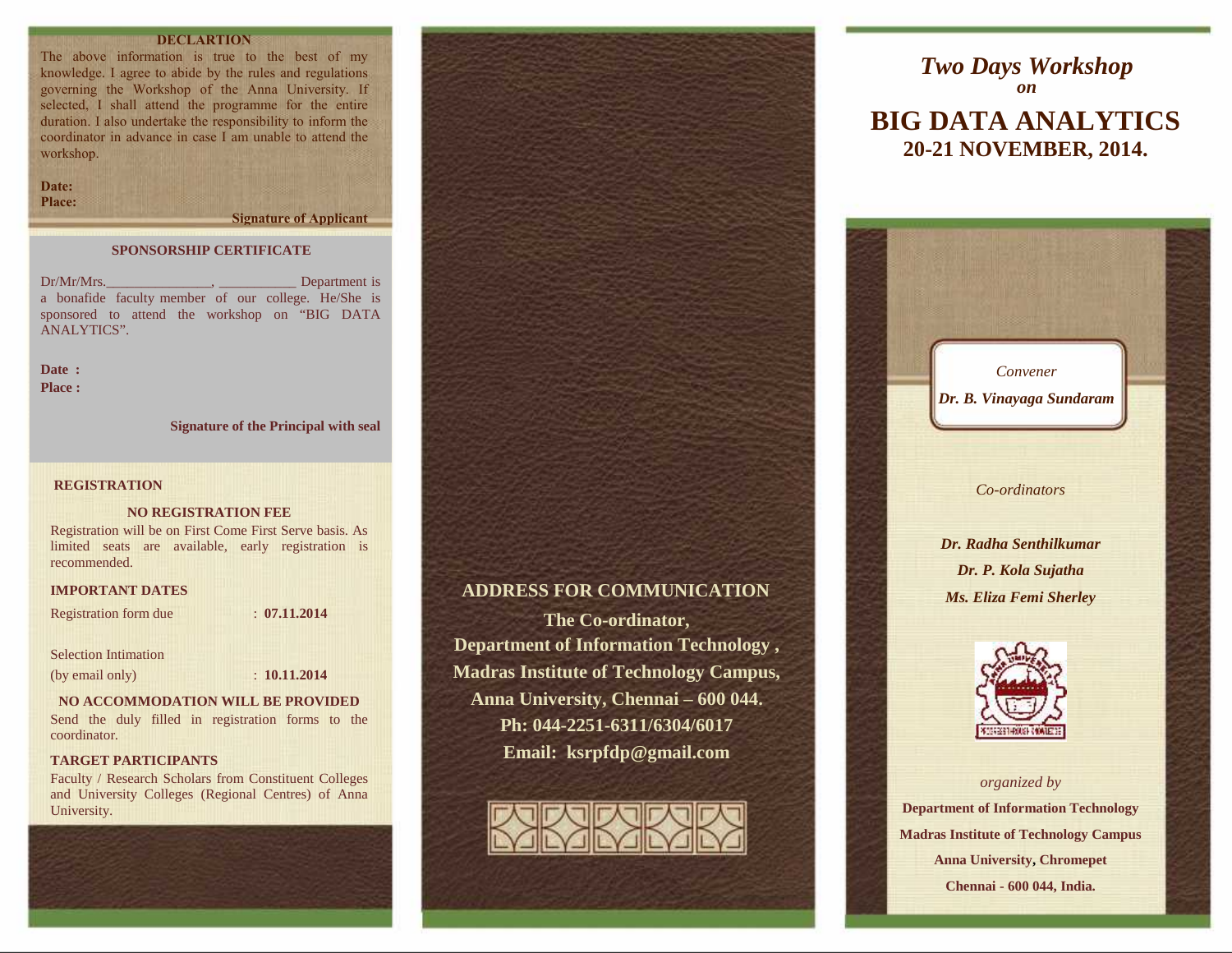**DECLARTION**

The above information is true to the best of my knowledge. I agree to abide by the rules and regulations governing the Workshop of the Anna University. If selected, I shall attend the programme for the entire duration. I also undertake the responsibility to inform the coordinator in advance in case I am unable to attend the workshop.

**Date:**
**Place:**

**Signature of Applicant**

**SPONSORSHIP CERTIFICATE**

Dr/Mr/Mrs.______________, __________ Department is a bonafide faculty member of our college. He/She is sponsored to attend the workshop on "BIG DATA ANALYTICS".

**Date :**
**Place :**

**Signature of the Principal with seal**

**REGISTRATION**

**NO REGISTRATION FEE**

Registration will be on First Come First Serve basis. As limited seats are available, early registration is recommended.

**IMPORTANT DATES**

| | | |
|---|---|---|
| Registration form due | : | **07.11.2014** |
| Selection Intimation (by email only) | : | **10.11.2014** |

**NO ACCOMMODATION WILL BE PROVIDED**

Send the duly filled in registration forms to the coordinator.

**TARGET PARTICIPANTS**

Faculty / Research Scholars from Constituent Colleges and University Colleges (Regional Centres) of Anna University.

**ADDRESS FOR COMMUNICATION**

**The Co-ordinator,**
**Department of Information Technology ,**
**Madras Institute of Technology Campus,**
**Anna University, Chennai – 600 044.**
**Ph: 044-2251-6311/6304/6017**
**Email: ksrpfdp@gmail.com**

# *Two Days Workshop*
***on***

# BIG DATA ANALYTICS
## 20-21 NOVEMBER, 2014.

*Convener*

***Dr. B. Vinayaga Sundaram***

*Co-ordinators*

***Dr. Radha Senthilkumar***
***Dr. P. Kola Sujatha***
***Ms. Eliza Femi Sherley***

*organized by*

**Department of Information Technology**
**Madras Institute of Technology Campus**
**Anna University, Chromepet**
**Chennai - 600 044, India.**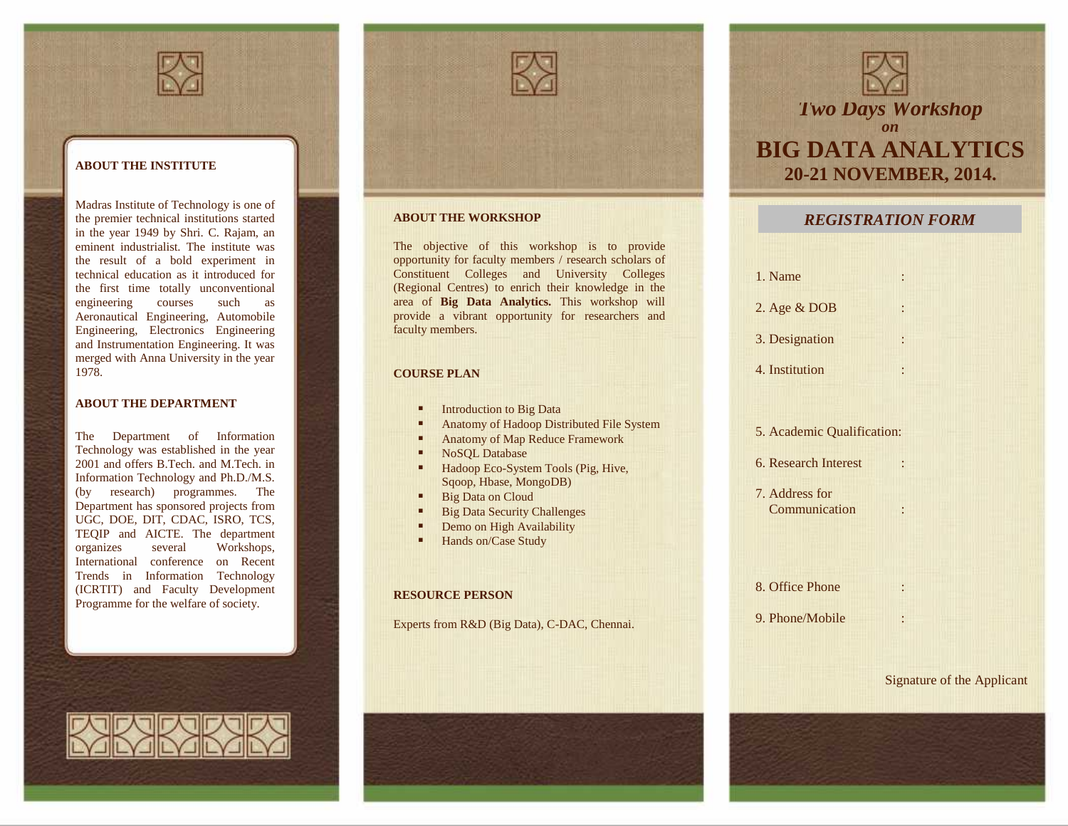## ABOUT THE INSTITUTE

Madras Institute of Technology is one of the premier technical institutions started in the year 1949 by Shri. C. Rajam, an eminent industrialist. The institute was the result of a bold experiment in technical education as it introduced for the first time totally unconventional engineering courses such as Aeronautical Engineering, Automobile Engineering, Electronics Engineering and Instrumentation Engineering. It was merged with Anna University in the year 1978.

## ABOUT THE DEPARTMENT

The Department of Information Technology was established in the year 2001 and offers B.Tech. and M.Tech. in Information Technology and Ph.D./M.S. (by research) programmes. The Department has sponsored projects from UGC, DOE, DIT, CDAC, ISRO, TCS, TEQIP and AICTE. The department organizes several Workshops, International conference on Recent Trends in Information Technology (ICRTIT) and Faculty Development Programme for the welfare of society.

## ABOUT THE WORKSHOP

The objective of this workshop is to provide opportunity for faculty members / research scholars of Constituent Colleges and University Colleges (Regional Centres) to enrich their knowledge in the area of **Big Data Analytics.** This workshop will provide a vibrant opportunity for researchers and faculty members.

## COURSE PLAN

- Introduction to Big Data
- Anatomy of Hadoop Distributed File System
- Anatomy of Map Reduce Framework
- NoSQL Database
- Hadoop Eco-System Tools (Pig, Hive, Sqoop, Hbase, MongoDB)
- Big Data on Cloud
- Big Data Security Challenges
- Demo on High Availability
- Hands on/Case Study

## RESOURCE PERSON

Experts from R&D (Big Data), C-DAC, Chennai.

*Two Days Workshop*
*on*

# BIG DATA ANALYTICS

## 20-21 NOVEMBER, 2014.

## *REGISTRATION FORM*

1. Name :
2. Age & DOB :
3. Designation :
4. Institution :
5. Academic Qualification:
6. Research Interest :
7. Address for Communication :
8. Office Phone :
9. Phone/Mobile :

Signature of the Applicant